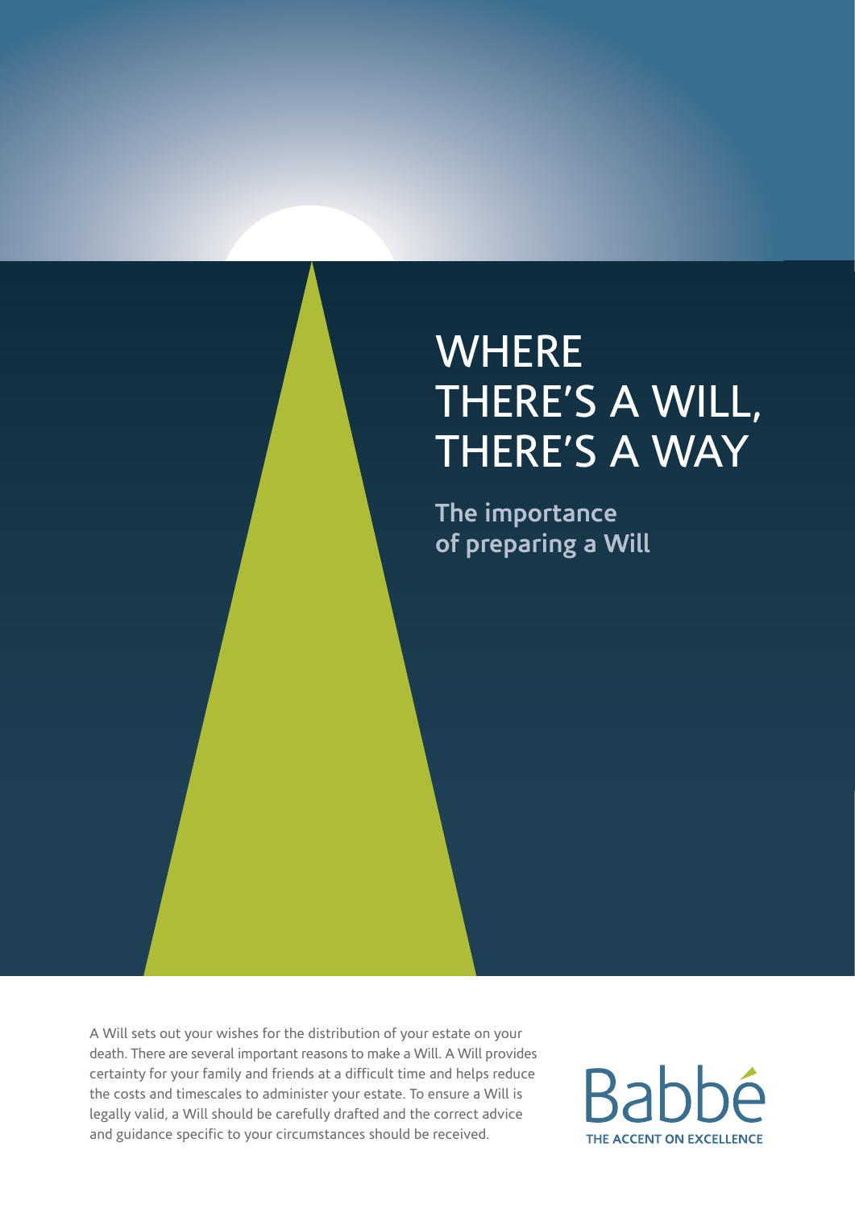# WHERE THERE'S A WILL, THERE'S A WAY

## The importance of preparing a Will

A Will sets out your wishes for the distribution of your estate on your death. There are several important reasons to make a Will. A Will provides certainty for your family and friends at a difficult time and helps reduce the costs and timescales to administer your estate. To ensure a Will is legally valid, a Will should be carefully drafted and the correct advice and guidance specific to your circumstances should be received.

Babbé

THE ACCENT ON EXCELLENCE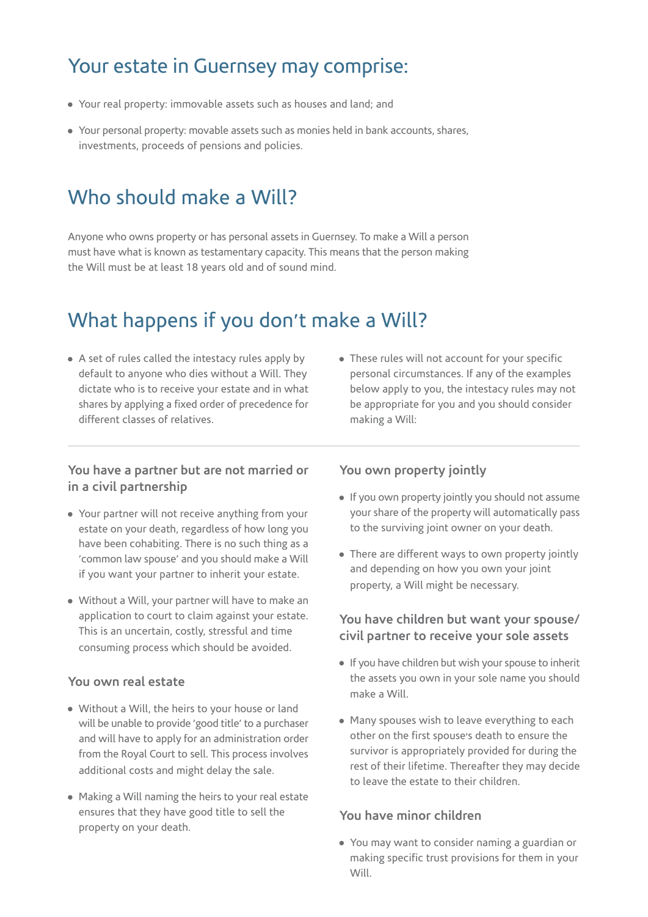## Your estate in Guernsey may comprise:

- Your real property: immovable assets such as houses and land; and
- Your personal property: movable assets such as monies held in bank accounts, shares, investments, proceeds of pensions and policies.

## Who should make a Will?

Anyone who owns property or has personal assets in Guernsey. To make a Will a person must have what is known as testamentary capacity. This means that the person making the Will must be at least 18 years old and of sound mind.

## What happens if you don't make a Will?

- A set of rules called the intestacy rules apply by default to anyone who dies without a Will. They dictate who is to receive your estate and in what shares by applying a fixed order of precedence for different classes of relatives.
- These rules will not account for your specific personal circumstances. If any of the examples below apply to you, the intestacy rules may not be appropriate for you and you should consider making a Will:

### You have a partner but are not married or in a civil partnership

- Your partner will not receive anything from your estate on your death, regardless of how long you have been cohabiting. There is no such thing as a 'common law spouse' and you should make a Will if you want your partner to inherit your estate.
- Without a Will, your partner will have to make an application to court to claim against your estate. This is an uncertain, costly, stressful and time consuming process which should be avoided.

### You own real estate

- Without a Will, the heirs to your house or land will be unable to provide 'good title' to a purchaser and will have to apply for an administration order from the Royal Court to sell. This process involves additional costs and might delay the sale.
- Making a Will naming the heirs to your real estate ensures that they have good title to sell the property on your death.

### You own property jointly

- If you own property jointly you should not assume your share of the property will automatically pass to the surviving joint owner on your death.
- There are different ways to own property jointly and depending on how you own your joint property, a Will might be necessary.

### You have children but want your spouse/civil partner to receive your sole assets

- If you have children but wish your spouse to inherit the assets you own in your sole name you should make a Will.
- Many spouses wish to leave everything to each other on the first spouse's death to ensure the survivor is appropriately provided for during the rest of their lifetime. Thereafter they may decide to leave the estate to their children.

### You have minor children

- You may want to consider naming a guardian or making specific trust provisions for them in your Will.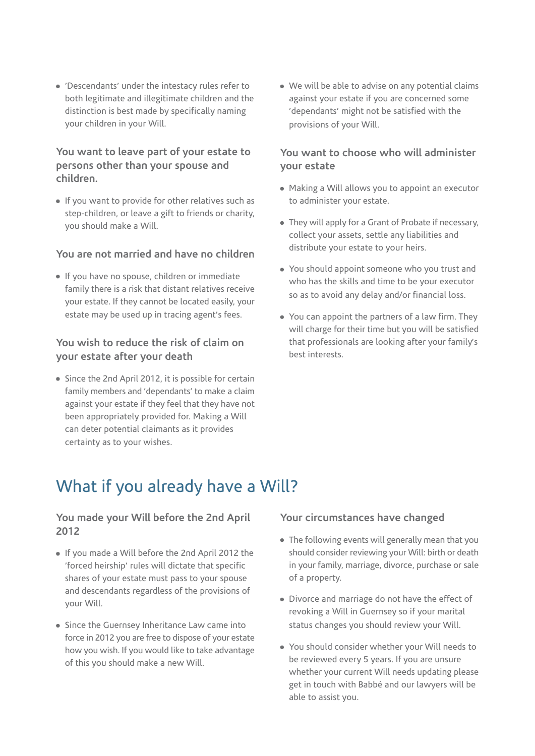- 'Descendants' under the intestacy rules refer to both legitimate and illegitimate children and the distinction is best made by specifically naming your children in your Will.

### You want to leave part of your estate to persons other than your spouse and children.

- If you want to provide for other relatives such as step-children, or leave a gift to friends or charity, you should make a Will.

### You are not married and have no children

- If you have no spouse, children or immediate family there is a risk that distant relatives receive your estate. If they cannot be located easily, your estate may be used up in tracing agent's fees.

### You wish to reduce the risk of claim on your estate after your death

- Since the 2nd April 2012, it is possible for certain family members and 'dependants' to make a claim against your estate if they feel that they have not been appropriately provided for. Making a Will can deter potential claimants as it provides certainty as to your wishes.
- We will be able to advise on any potential claims against your estate if you are concerned some 'dependants' might not be satisfied with the provisions of your Will.

### You want to choose who will administer your estate

- Making a Will allows you to appoint an executor to administer your estate.
- They will apply for a Grant of Probate if necessary, collect your assets, settle any liabilities and distribute your estate to your heirs.
- You should appoint someone who you trust and who has the skills and time to be your executor so as to avoid any delay and/or financial loss.
- You can appoint the partners of a law firm. They will charge for their time but you will be satisfied that professionals are looking after your family's best interests.

## What if you already have a Will?

### You made your Will before the 2nd April 2012

- If you made a Will before the 2nd April 2012 the 'forced heirship' rules will dictate that specific shares of your estate must pass to your spouse and descendants regardless of the provisions of your Will.
- Since the Guernsey Inheritance Law came into force in 2012 you are free to dispose of your estate how you wish. If you would like to take advantage of this you should make a new Will.

### Your circumstances have changed

- The following events will generally mean that you should consider reviewing your Will: birth or death in your family, marriage, divorce, purchase or sale of a property.
- Divorce and marriage do not have the effect of revoking a Will in Guernsey so if your marital status changes you should review your Will.
- You should consider whether your Will needs to be reviewed every 5 years. If you are unsure whether your current Will needs updating please get in touch with Babbé and our lawyers will be able to assist you.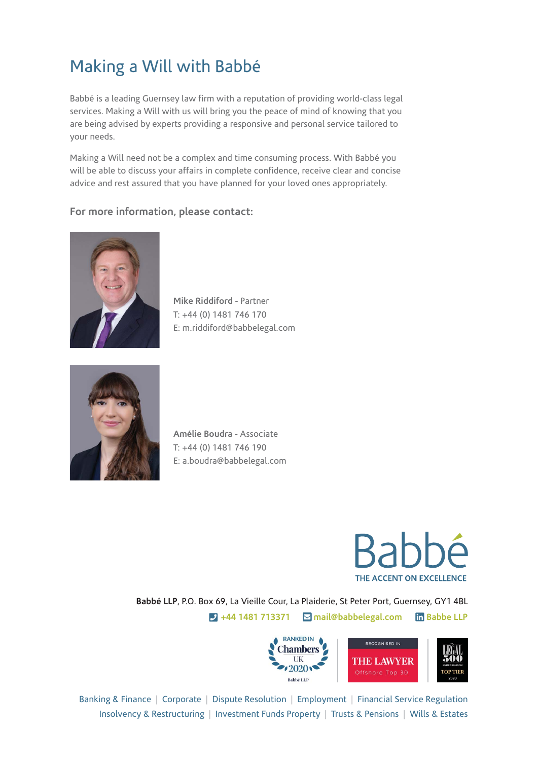# Making a Will with Babbé

Babbé is a leading Guernsey law firm with a reputation of providing world-class legal services. Making a Will with us will bring you the peace of mind of knowing that you are being advised by experts providing a responsive and personal service tailored to your needs.

Making a Will need not be a complex and time consuming process. With Babbé you will be able to discuss your affairs in complete confidence, receive clear and concise advice and rest assured that you have planned for your loved ones appropriately.

## For more information, please contact:

**Mike Riddiford** - Partner
T: +44 (0) 1481 746 170
E: m.riddiford@babbelegal.com

**Amélie Boudra** - Associate
T: +44 (0) 1481 746 190
E: a.boudra@babbelegal.com

Babbé

THE ACCENT ON EXCELLENCE

**Babbé LLP**, P.O. Box 69, La Vieille Cour, La Plaiderie, St Peter Port, Guernsey, GY1 4BL

+44 1481 713371 mail@babbelegal.com Babbe LLP

RANKED IN Chambers UK 2020 Babbé LLP

RECOGNISED IN THE LAWYER Offshore Top 30

LEGAL 500 UNITED KINGDOM TOP TIER 2020

Banking & Finance | Corporate | Dispute Resolution | Employment | Financial Service Regulation
Insolvency & Restructuring | Investment Funds Property | Trusts & Pensions | Wills & Estates